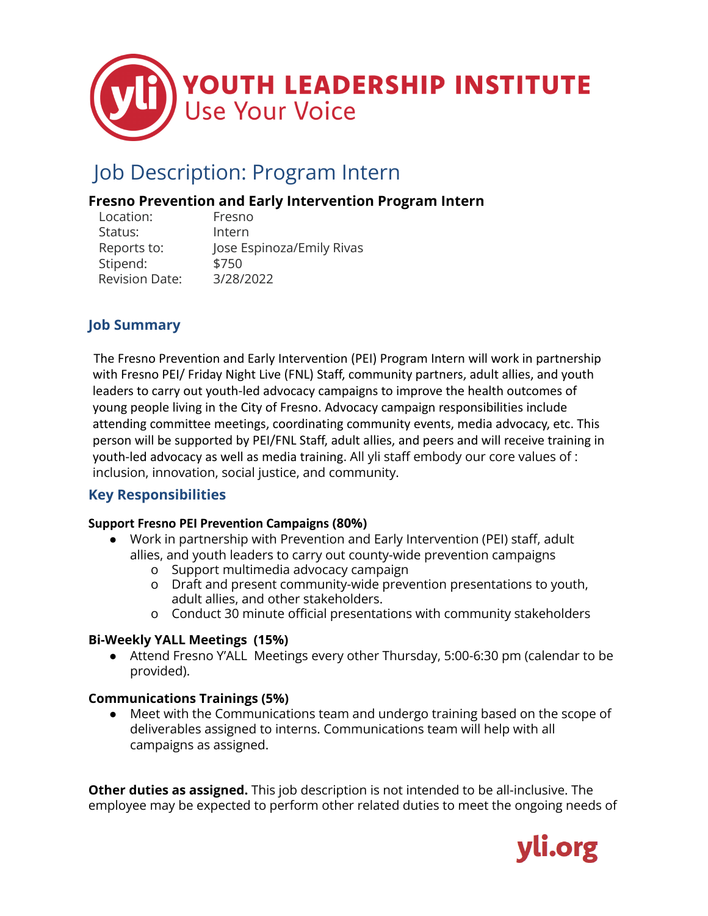# YOUTH LEADERSHIP INSTITUTE
Use Your Voice

## Job Description: Program Intern

### Fresno Prevention and Early Intervention Program Intern

| | |
|---|---|
| Location: | Fresno |
| Status: | Intern |
| Reports to: | Jose Espinoza/Emily Rivas |
| Stipend: | $750 |
| Revision Date: | 3/28/2022 |

### Job Summary

The Fresno Prevention and Early Intervention (PEI) Program Intern will work in partnership with Fresno PEI/ Friday Night Live (FNL) Staff, community partners, adult allies, and youth leaders to carry out youth-led advocacy campaigns to improve the health outcomes of young people living in the City of Fresno. Advocacy campaign responsibilities include attending committee meetings, coordinating community events, media advocacy, etc. This person will be supported by PEI/FNL Staff, adult allies, and peers and will receive training in youth-led advocacy as well as media training. All yli staff embody our core values of : inclusion, innovation, social justice, and community.

### Key Responsibilities

**Support Fresno PEI Prevention Campaigns (80%)**

- Work in partnership with Prevention and Early Intervention (PEI) staff, adult allies, and youth leaders to carry out county-wide prevention campaigns
  - Support multimedia advocacy campaign
  - Draft and present community-wide prevention presentations to youth, adult allies, and other stakeholders.
  - Conduct 30 minute official presentations with community stakeholders

**Bi-Weekly YALL Meetings (15%)**

- Attend Fresno Y'ALL Meetings every other Thursday, 5:00-6:30 pm (calendar to be provided).

**Communications Trainings (5%)**

- Meet with the Communications team and undergo training based on the scope of deliverables assigned to interns. Communications team will help with all campaigns as assigned.

**Other duties as assigned.** This job description is not intended to be all-inclusive. The employee may be expected to perform other related duties to meet the ongoing needs of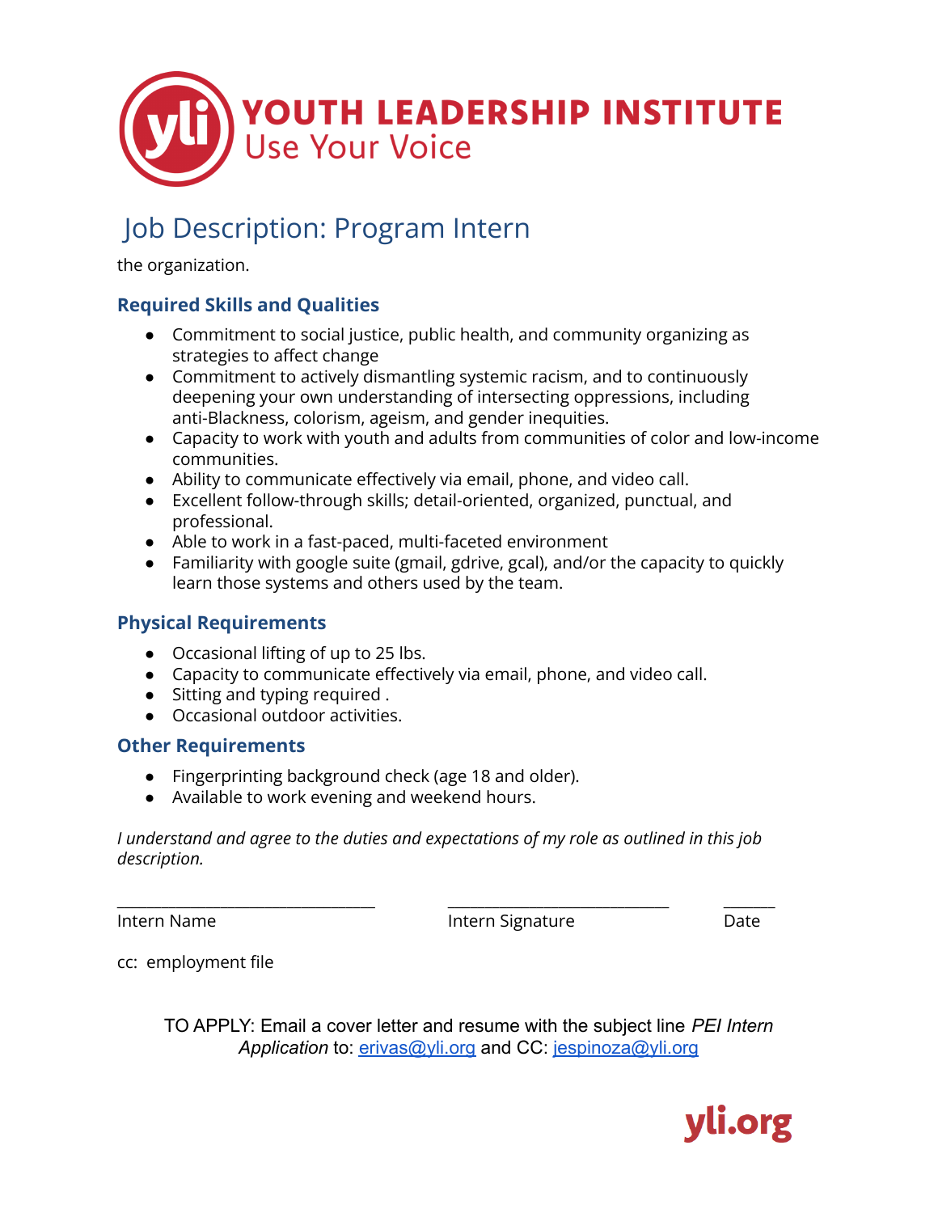# YOUTH LEADERSHIP INSTITUTE
Use Your Voice

## Job Description: Program Intern

the organization.

### Required Skills and Qualities

- Commitment to social justice, public health, and community organizing as strategies to affect change
- Commitment to actively dismantling systemic racism, and to continuously deepening your own understanding of intersecting oppressions, including anti-Blackness, colorism, ageism, and gender inequities.
- Capacity to work with youth and adults from communities of color and low-income communities.
- Ability to communicate effectively via email, phone, and video call.
- Excellent follow-through skills; detail-oriented, organized, punctual, and professional.
- Able to work in a fast-paced, multi-faceted environment
- Familiarity with google suite (gmail, gdrive, gcal), and/or the capacity to quickly learn those systems and others used by the team.

### Physical Requirements

- Occasional lifting of up to 25 lbs.
- Capacity to communicate effectively via email, phone, and video call.
- Sitting and typing required .
- Occasional outdoor activities.

### Other Requirements

- Fingerprinting background check (age 18 and older).
- Available to work evening and weekend hours.

*I understand and agree to the duties and expectations of my role as outlined in this job description.*

| | | |
|---|---|---|
| _______________________________ | ___________________________ | ______ |
| Intern Name | Intern Signature | Date |

cc: employment file

TO APPLY: Email a cover letter and resume with the subject line *PEI Intern Application* to: erivas@yli.org and CC: jespinoza@yli.org

yli.org